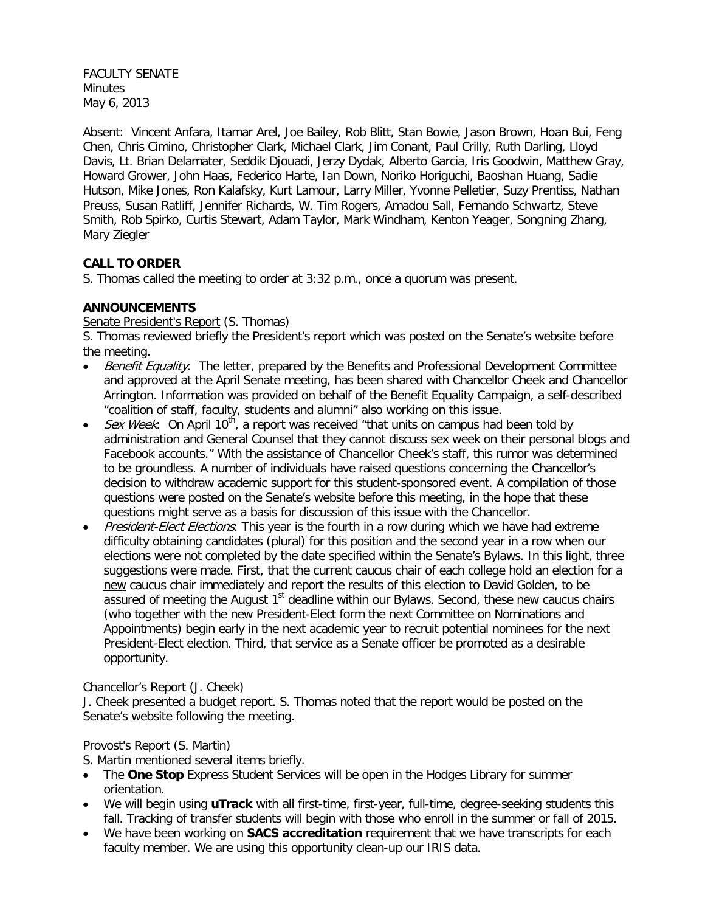FACULTY SENATE
Minutes
May 6, 2013

Absent: Vincent Anfara, Itamar Arel, Joe Bailey, Rob Blitt, Stan Bowie, Jason Brown, Hoan Bui, Feng Chen, Chris Cimino, Christopher Clark, Michael Clark, Jim Conant, Paul Crilly, Ruth Darling, Lloyd Davis, Lt. Brian Delamater, Seddik Djouadi, Jerzy Dydak, Alberto Garcia, Iris Goodwin, Matthew Gray, Howard Grower, John Haas, Federico Harte, Ian Down, Noriko Horiguchi, Baoshan Huang, Sadie Hutson, Mike Jones, Ron Kalafsky, Kurt Lamour, Larry Miller, Yvonne Pelletier, Suzy Prentiss, Nathan Preuss, Susan Ratliff, Jennifer Richards, W. Tim Rogers, Amadou Sall, Fernando Schwartz, Steve Smith, Rob Spirko, Curtis Stewart, Adam Taylor, Mark Windham, Kenton Yeager, Songning Zhang, Mary Ziegler

## CALL TO ORDER

S. Thomas called the meeting to order at 3:32 p.m., once a quorum was present.

## ANNOUNCEMENTS

Senate President's Report (S. Thomas)

S. Thomas reviewed briefly the President's report which was posted on the Senate's website before the meeting.

- *Benefit Equality*: The letter, prepared by the Benefits and Professional Development Committee and approved at the April Senate meeting, has been shared with Chancellor Cheek and Chancellor Arrington. Information was provided on behalf of the Benefit Equality Campaign, a self-described "coalition of staff, faculty, students and alumni" also working on this issue.
- *Sex Week*: On April 10th, a report was received "that units on campus had been told by administration and General Counsel that they cannot discuss sex week on their personal blogs and Facebook accounts." With the assistance of Chancellor Cheek's staff, this rumor was determined to be groundless. A number of individuals have raised questions concerning the Chancellor's decision to withdraw academic support for this student-sponsored event. A compilation of those questions were posted on the Senate's website before this meeting, in the hope that these questions might serve as a basis for discussion of this issue with the Chancellor.
- *President-Elect Elections*: This year is the fourth in a row during which we have had extreme difficulty obtaining candidates (plural) for this position and the second year in a row when our elections were not completed by the date specified within the Senate's Bylaws. In this light, three suggestions were made. First, that the current caucus chair of each college hold an election for a new caucus chair immediately and report the results of this election to David Golden, to be assured of meeting the August 1st deadline within our Bylaws. Second, these new caucus chairs (who together with the new President-Elect form the next Committee on Nominations and Appointments) begin early in the next academic year to recruit potential nominees for the next President-Elect election. Third, that service as a Senate officer be promoted as a desirable opportunity.

Chancellor's Report (J. Cheek)

J. Cheek presented a budget report. S. Thomas noted that the report would be posted on the Senate's website following the meeting.

Provost's Report (S. Martin)

S. Martin mentioned several items briefly.

- The **One Stop** Express Student Services will be open in the Hodges Library for summer orientation.
- We will begin using **uTrack** with all first-time, first-year, full-time, degree-seeking students this fall. Tracking of transfer students will begin with those who enroll in the summer or fall of 2015.
- We have been working on **SACS accreditation** requirement that we have transcripts for each faculty member. We are using this opportunity clean-up our IRIS data.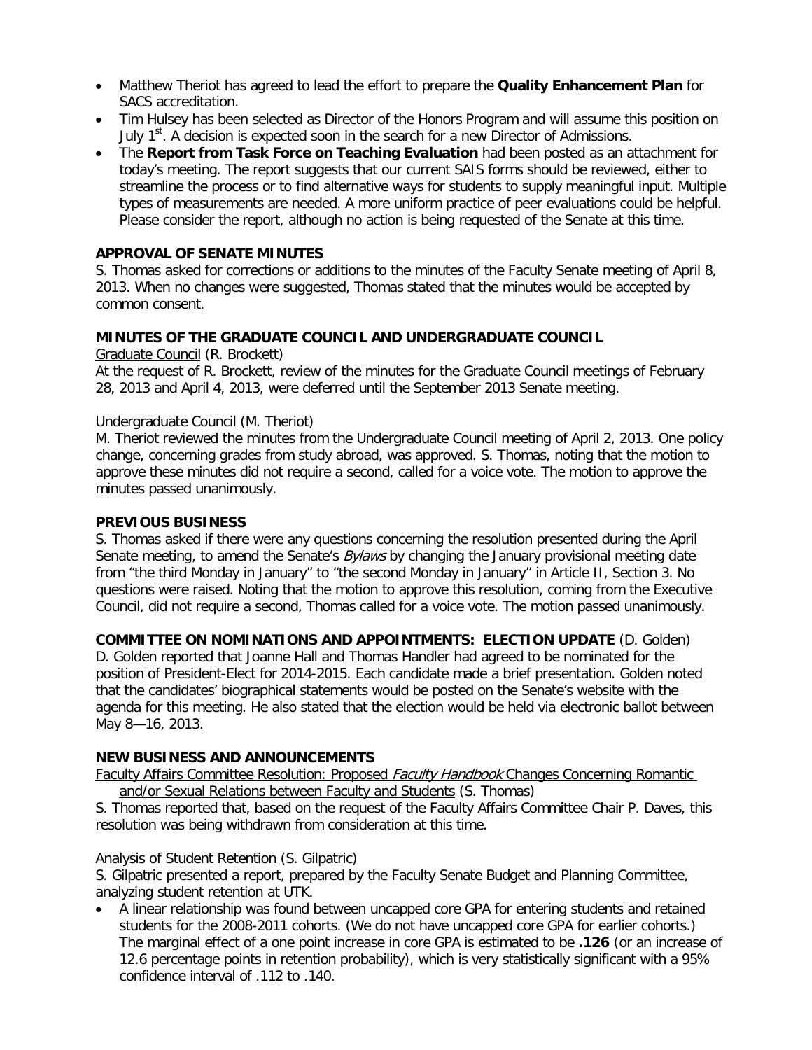- Matthew Theriot has agreed to lead the effort to prepare the **Quality Enhancement Plan** for SACS accreditation.
- Tim Hulsey has been selected as Director of the Honors Program and will assume this position on July 1st. A decision is expected soon in the search for a new Director of Admissions.
- The **Report from Task Force on Teaching Evaluation** had been posted as an attachment for today's meeting. The report suggests that our current SAIS forms should be reviewed, either to streamline the process or to find alternative ways for students to supply meaningful input. Multiple types of measurements are needed. A more uniform practice of peer evaluations could be helpful. Please consider the report, although no action is being requested of the Senate at this time.

**APPROVAL OF SENATE MINUTES**

S. Thomas asked for corrections or additions to the minutes of the Faculty Senate meeting of April 8, 2013. When no changes were suggested, Thomas stated that the minutes would be accepted by common consent.

**MINUTES OF THE GRADUATE COUNCIL AND UNDERGRADUATE COUNCIL**

Graduate Council (R. Brockett)

At the request of R. Brockett, review of the minutes for the Graduate Council meetings of February 28, 2013 and April 4, 2013, were deferred until the September 2013 Senate meeting.

Undergraduate Council (M. Theriot)

M. Theriot reviewed the minutes from the Undergraduate Council meeting of April 2, 2013. One policy change, concerning grades from study abroad, was approved. S. Thomas, noting that the motion to approve these minutes did not require a second, called for a voice vote. The motion to approve the minutes passed unanimously.

**PREVIOUS BUSINESS**

S. Thomas asked if there were any questions concerning the resolution presented during the April Senate meeting, to amend the Senate's *Bylaws* by changing the January provisional meeting date from "the third Monday in January" to "the second Monday in January" in Article II, Section 3. No questions were raised. Noting that the motion to approve this resolution, coming from the Executive Council, did not require a second, Thomas called for a voice vote. The motion passed unanimously.

**COMMITTEE ON NOMINATIONS AND APPOINTMENTS: ELECTION UPDATE** (D. Golden)

D. Golden reported that Joanne Hall and Thomas Handler had agreed to be nominated for the position of President-Elect for 2014-2015. Each candidate made a brief presentation. Golden noted that the candidates' biographical statements would be posted on the Senate's website with the agenda for this meeting. He also stated that the election would be held via electronic ballot between May 8—16, 2013.

**NEW BUSINESS AND ANNOUNCEMENTS**

Faculty Affairs Committee Resolution: Proposed *Faculty Handbook* Changes Concerning Romantic and/or Sexual Relations between Faculty and Students (S. Thomas)

S. Thomas reported that, based on the request of the Faculty Affairs Committee Chair P. Daves, this resolution was being withdrawn from consideration at this time.

Analysis of Student Retention (S. Gilpatric)

S. Gilpatric presented a report, prepared by the Faculty Senate Budget and Planning Committee, analyzing student retention at UTK.

- A linear relationship was found between uncapped core GPA for entering students and retained students for the 2008-2011 cohorts. (We do not have uncapped core GPA for earlier cohorts.) The marginal effect of a one point increase in core GPA is estimated to be **.126** (or an increase of 12.6 percentage points in retention probability), which is very statistically significant with a 95% confidence interval of .112 to .140.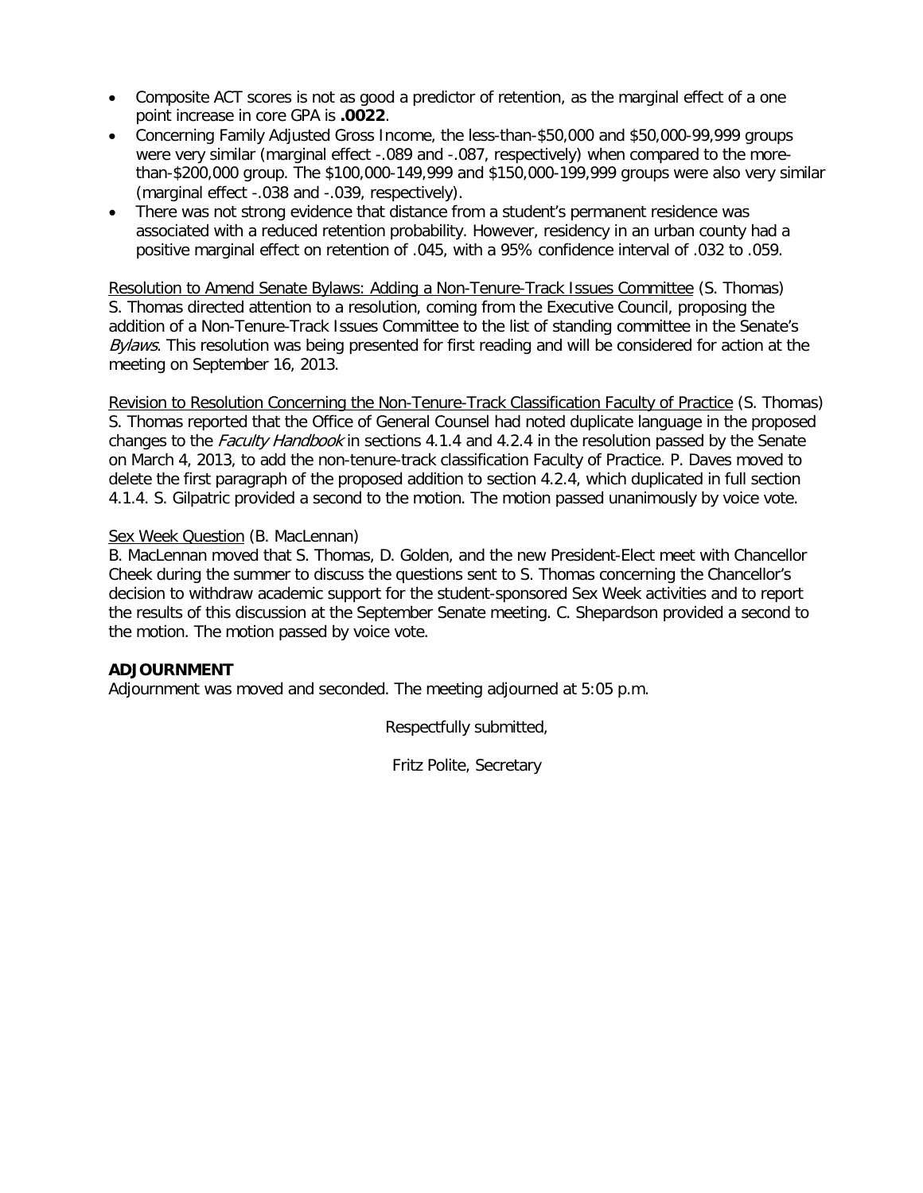- Composite ACT scores is not as good a predictor of retention, as the marginal effect of a one point increase in core GPA is **.0022**.
- Concerning Family Adjusted Gross Income, the less-than-$50,000 and $50,000-99,999 groups were very similar (marginal effect -.089 and -.087, respectively) when compared to the more-than-$200,000 group. The $100,000-149,999 and $150,000-199,999 groups were also very similar (marginal effect -.038 and -.039, respectively).
- There was not strong evidence that distance from a student's permanent residence was associated with a reduced retention probability. However, residency in an urban county had a positive marginal effect on retention of .045, with a 95% confidence interval of .032 to .059.

<u>Resolution to Amend Senate Bylaws: Adding a Non-Tenure-Track Issues Committee</u> (S. Thomas)
S. Thomas directed attention to a resolution, coming from the Executive Council, proposing the addition of a Non-Tenure-Track Issues Committee to the list of standing committee in the Senate's *Bylaws*. This resolution was being presented for first reading and will be considered for action at the meeting on September 16, 2013.

<u>Revision to Resolution Concerning the Non-Tenure-Track Classification Faculty of Practice</u> (S. Thomas)
S. Thomas reported that the Office of General Counsel had noted duplicate language in the proposed changes to the *Faculty Handbook* in sections 4.1.4 and 4.2.4 in the resolution passed by the Senate on March 4, 2013, to add the non-tenure-track classification Faculty of Practice. P. Daves moved to delete the first paragraph of the proposed addition to section 4.2.4, which duplicated in full section 4.1.4. S. Gilpatric provided a second to the motion. The motion passed unanimously by voice vote.

<u>Sex Week Question</u> (B. MacLennan)
B. MacLennan moved that S. Thomas, D. Golden, and the new President-Elect meet with Chancellor Cheek during the summer to discuss the questions sent to S. Thomas concerning the Chancellor's decision to withdraw academic support for the student-sponsored Sex Week activities and to report the results of this discussion at the September Senate meeting. C. Shepardson provided a second to the motion. The motion passed by voice vote.

**ADJOURNMENT**
Adjournment was moved and seconded. The meeting adjourned at 5:05 p.m.

Respectfully submitted,

Fritz Polite, Secretary